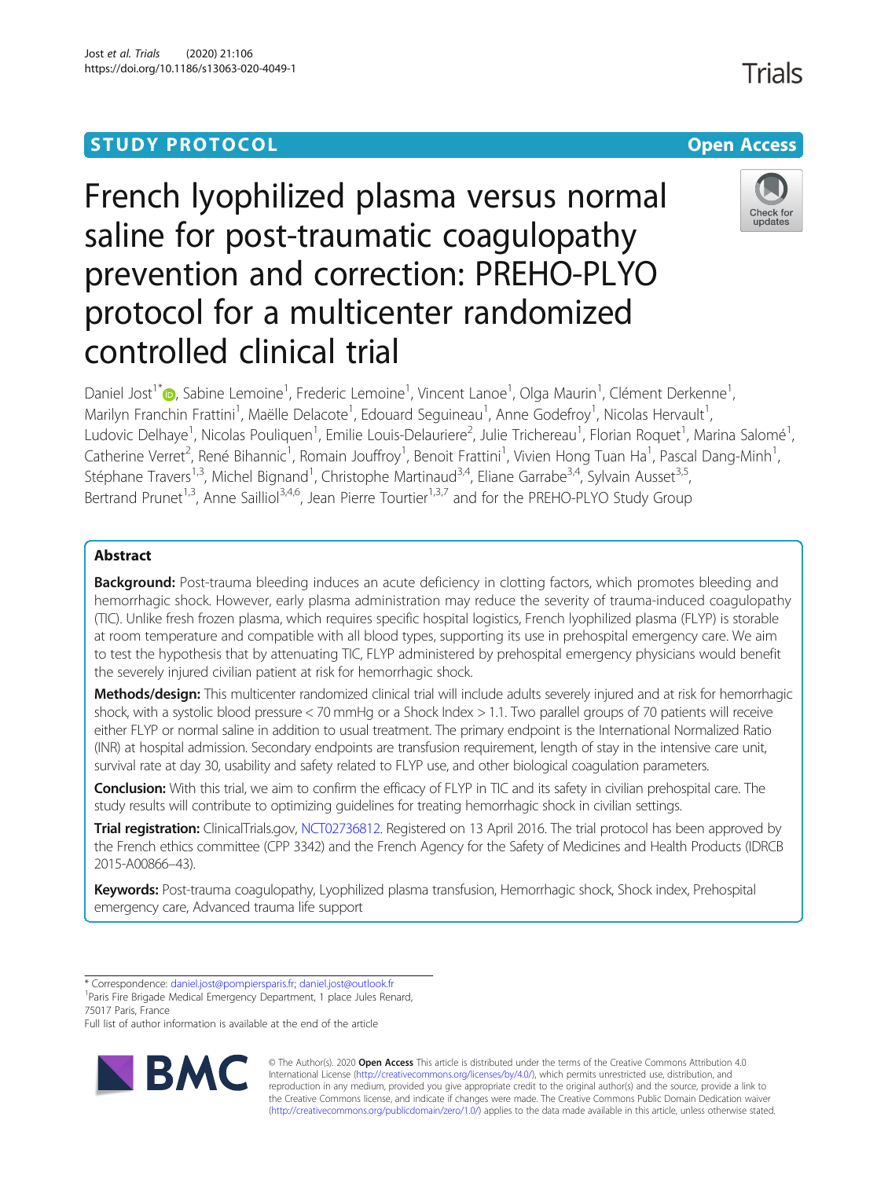STUDY PROTOCOL

Open Access

# French lyophilized plasma versus normal saline for post-traumatic coagulopathy prevention and correction: PREHO-PLYO protocol for a multicenter randomized controlled clinical trial

Daniel Jost[1*], Sabine Lemoine[1], Frederic Lemoine[1], Vincent Lanoe[1], Olga Maurin[1], Clément Derkenne[1], Marilyn Franchin Frattini[1], Maëlle Delacote[1], Edouard Seguineau[1], Anne Godefroy[1], Nicolas Hervault[1], Ludovic Delhaye[1], Nicolas Pouliquen[1], Emilie Louis-Delauriere[2], Julie Trichereau[1], Florian Roquet[1], Marina Salomé[1], Catherine Verret[2], René Bihannic[1], Romain Jouffroy[1], Benoit Frattini[1], Vivien Hong Tuan Ha[1], Pascal Dang-Minh[1], Stéphane Travers[1,3], Michel Bignand[1], Christophe Martinaud[3,4], Eliane Garrabe[3,4], Sylvain Ausset[3,5], Bertrand Prunet[1,3], Anne Sailliol[3,4,6], Jean Pierre Tourtier[1,3,7] and for the PREHO-PLYO Study Group

## Abstract

**Background:** Post-trauma bleeding induces an acute deficiency in clotting factors, which promotes bleeding and hemorrhagic shock. However, early plasma administration may reduce the severity of trauma-induced coagulopathy (TIC). Unlike fresh frozen plasma, which requires specific hospital logistics, French lyophilized plasma (FLYP) is storable at room temperature and compatible with all blood types, supporting its use in prehospital emergency care. We aim to test the hypothesis that by attenuating TIC, FLYP administered by prehospital emergency physicians would benefit the severely injured civilian patient at risk for hemorrhagic shock.

**Methods/design:** This multicenter randomized clinical trial will include adults severely injured and at risk for hemorrhagic shock, with a systolic blood pressure < 70 mmHg or a Shock Index > 1.1. Two parallel groups of 70 patients will receive either FLYP or normal saline in addition to usual treatment. The primary endpoint is the International Normalized Ratio (INR) at hospital admission. Secondary endpoints are transfusion requirement, length of stay in the intensive care unit, survival rate at day 30, usability and safety related to FLYP use, and other biological coagulation parameters.

**Conclusion:** With this trial, we aim to confirm the efficacy of FLYP in TIC and its safety in civilian prehospital care. The study results will contribute to optimizing guidelines for treating hemorrhagic shock in civilian settings.

**Trial registration:** ClinicalTrials.gov, NCT02736812. Registered on 13 April 2016. The trial protocol has been approved by the French ethics committee (CPP 3342) and the French Agency for the Safety of Medicines and Health Products (IDRCB 2015-A00866–43).

**Keywords:** Post-trauma coagulopathy, Lyophilized plasma transfusion, Hemorrhagic shock, Shock index, Prehospital emergency care, Advanced trauma life support

\* Correspondence: daniel.jost@pompiersparis.fr; daniel.jost@outlook.fr
[1]Paris Fire Brigade Medical Emergency Department, 1 place Jules Renard, 75017 Paris, France
Full list of author information is available at the end of the article

© The Author(s). 2020 **Open Access** This article is distributed under the terms of the Creative Commons Attribution 4.0 International License (http://creativecommons.org/licenses/by/4.0/), which permits unrestricted use, distribution, and reproduction in any medium, provided you give appropriate credit to the original author(s) and the source, provide a link to the Creative Commons license, and indicate if changes were made. The Creative Commons Public Domain Dedication waiver (http://creativecommons.org/publicdomain/zero/1.0/) applies to the data made available in this article, unless otherwise stated.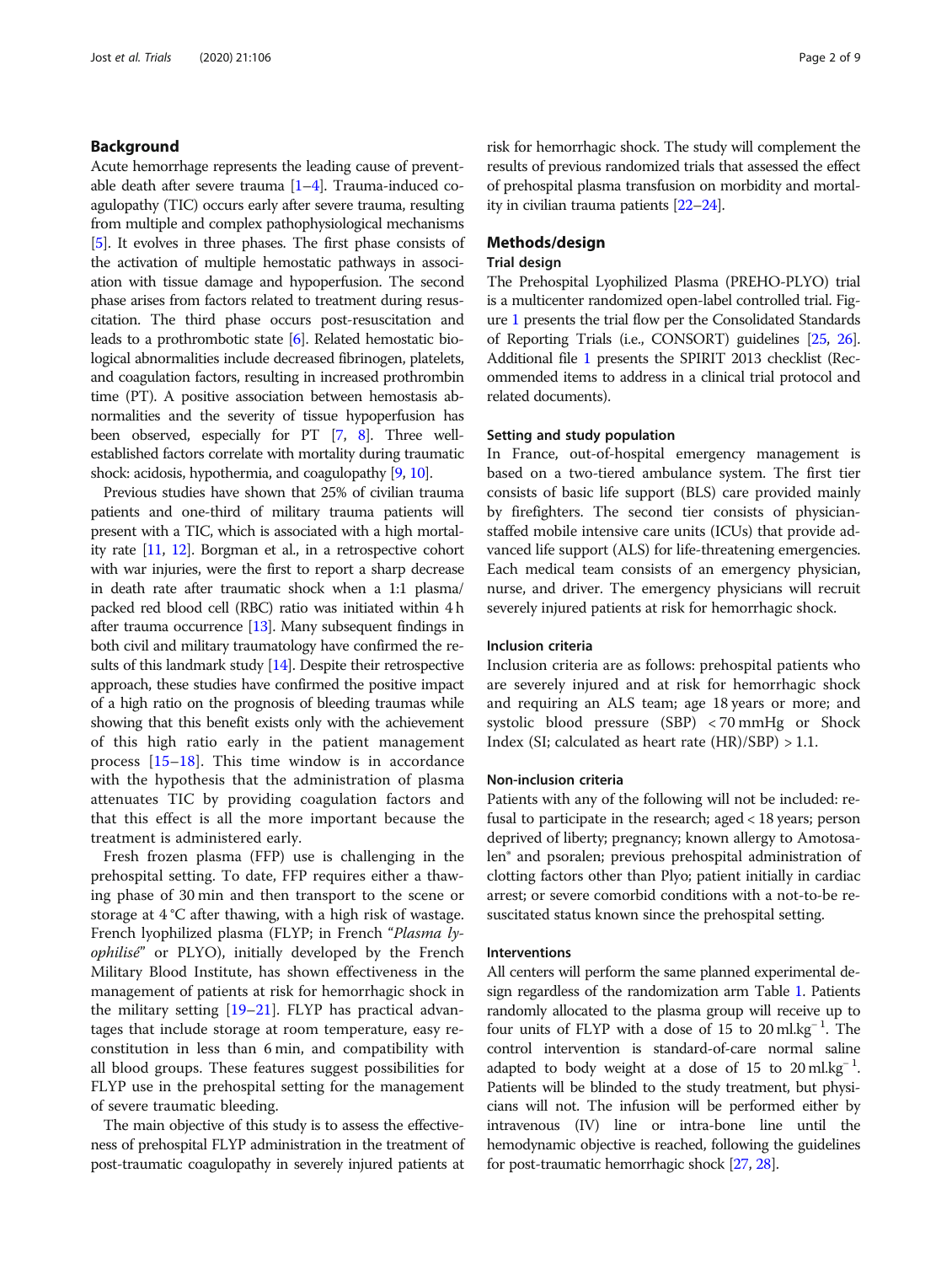## Background

Acute hemorrhage represents the leading cause of preventable death after severe trauma [1–4]. Trauma-induced coagulopathy (TIC) occurs early after severe trauma, resulting from multiple and complex pathophysiological mechanisms [5]. It evolves in three phases. The first phase consists of the activation of multiple hemostatic pathways in association with tissue damage and hypoperfusion. The second phase arises from factors related to treatment during resuscitation. The third phase occurs post-resuscitation and leads to a prothrombotic state [6]. Related hemostatic biological abnormalities include decreased fibrinogen, platelets, and coagulation factors, resulting in increased prothrombin time (PT). A positive association between hemostasis abnormalities and the severity of tissue hypoperfusion has been observed, especially for PT [7, 8]. Three well-established factors correlate with mortality during traumatic shock: acidosis, hypothermia, and coagulopathy [9, 10].

Previous studies have shown that 25% of civilian trauma patients and one-third of military trauma patients will present with a TIC, which is associated with a high mortality rate [11, 12]. Borgman et al., in a retrospective cohort with war injuries, were the first to report a sharp decrease in death rate after traumatic shock when a 1:1 plasma/packed red blood cell (RBC) ratio was initiated within 4 h after trauma occurrence [13]. Many subsequent findings in both civil and military traumatology have confirmed the results of this landmark study [14]. Despite their retrospective approach, these studies have confirmed the positive impact of a high ratio on the prognosis of bleeding traumas while showing that this benefit exists only with the achievement of this high ratio early in the patient management process [15–18]. This time window is in accordance with the hypothesis that the administration of plasma attenuates TIC by providing coagulation factors and that this effect is all the more important because the treatment is administered early.

Fresh frozen plasma (FFP) use is challenging in the prehospital setting. To date, FFP requires either a thawing phase of 30 min and then transport to the scene or storage at 4 °C after thawing, with a high risk of wastage. French lyophilized plasma (FLYP; in French "*Plasma lyophilisé*" or PLYO), initially developed by the French Military Blood Institute, has shown effectiveness in the management of patients at risk for hemorrhagic shock in the military setting [19–21]. FLYP has practical advantages that include storage at room temperature, easy reconstitution in less than 6 min, and compatibility with all blood groups. These features suggest possibilities for FLYP use in the prehospital setting for the management of severe traumatic bleeding.

The main objective of this study is to assess the effectiveness of prehospital FLYP administration in the treatment of post-traumatic coagulopathy in severely injured patients at risk for hemorrhagic shock. The study will complement the results of previous randomized trials that assessed the effect of prehospital plasma transfusion on morbidity and mortality in civilian trauma patients [22–24].

## Methods/design

### Trial design

The Prehospital Lyophilized Plasma (PREHO-PLYO) trial is a multicenter randomized open-label controlled trial. Figure 1 presents the trial flow per the Consolidated Standards of Reporting Trials (i.e., CONSORT) guidelines [25, 26]. Additional file 1 presents the SPIRIT 2013 checklist (Recommended items to address in a clinical trial protocol and related documents).

### Setting and study population

In France, out-of-hospital emergency management is based on a two-tiered ambulance system. The first tier consists of basic life support (BLS) care provided mainly by firefighters. The second tier consists of physician-staffed mobile intensive care units (ICUs) that provide advanced life support (ALS) for life-threatening emergencies. Each medical team consists of an emergency physician, nurse, and driver. The emergency physicians will recruit severely injured patients at risk for hemorrhagic shock.

### Inclusion criteria

Inclusion criteria are as follows: prehospital patients who are severely injured and at risk for hemorrhagic shock and requiring an ALS team; age 18 years or more; and systolic blood pressure (SBP) < 70 mmHg or Shock Index (SI; calculated as heart rate (HR)/SBP) > 1.1.

### Non-inclusion criteria

Patients with any of the following will not be included: refusal to participate in the research; aged < 18 years; person deprived of liberty; pregnancy; known allergy to Amotosalen® and psoralen; previous prehospital administration of clotting factors other than Plyo; patient initially in cardiac arrest; or severe comorbid conditions with a not-to-be resuscitated status known since the prehospital setting.

### Interventions

All centers will perform the same planned experimental design regardless of the randomization arm Table 1. Patients randomly allocated to the plasma group will receive up to four units of FLYP with a dose of 15 to 20 ml.kg$^{-1}$. The control intervention is standard-of-care normal saline adapted to body weight at a dose of 15 to 20 ml.kg$^{-1}$. Patients will be blinded to the study treatment, but physicians will not. The infusion will be performed either by intravenous (IV) line or intra-bone line until the hemodynamic objective is reached, following the guidelines for post-traumatic hemorrhagic shock [27, 28].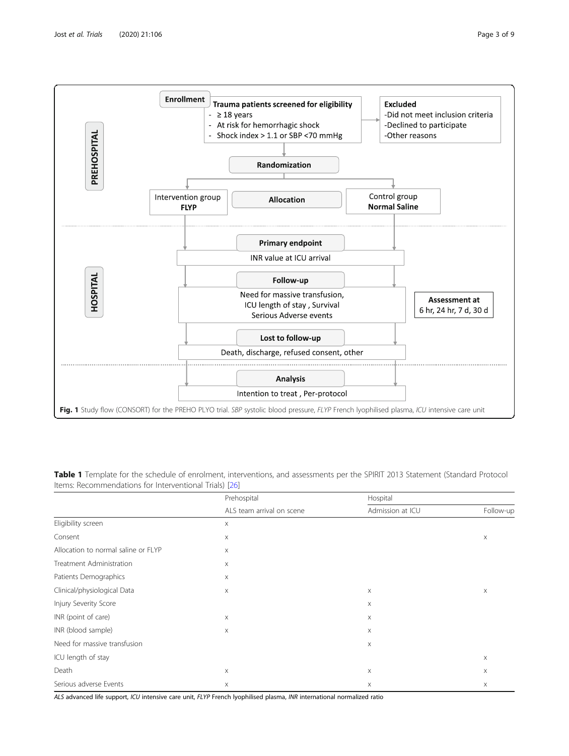**Enrollment**

**Trauma patients screened for eligibility**
- ≥ 18 years
- At risk for hemorrhagic shock
- Shock index > 1.1 or SBP <70 mmHg

**Excluded**
-Did not meet inclusion criteria
-Declined to participate
-Other reasons

**PREHOSPITAL**

**Randomization**

**Allocation**

Intervention group **FLYP**

Control group **Normal Saline**

**HOSPITAL**

**Primary endpoint**
INR value at ICU arrival

**Follow-up**
Need for massive transfusion, ICU length of stay , Survival Serious Adverse events

**Assessment at** 6 hr, 24 hr, 7 d, 30 d

**Lost to follow-up**
Death, discharge, refused consent, other

**Analysis**
Intention to treat , Per-protocol

**Fig. 1** Study flow (CONSORT) for the PREHO PLYO trial. *SBP* systolic blood pressure, *FLYP* French lyophilised plasma, *ICU* intensive care unit

**Table 1** Template for the schedule of enrolment, interventions, and assessments per the SPIRIT 2013 Statement (Standard Protocol Items: Recommendations for Interventional Trials) [26]

| | Prehospital | Hospital | |
|---|---|---|---|
| | ALS team arrival on scene | Admission at ICU | Follow-up |
| Eligibility screen | x | | |
| Consent | x | | x |
| Allocation to normal saline or FLYP | x | | |
| Treatment Administration | x | | |
| Patients Demographics | x | | |
| Clinical/physiological Data | x | x | x |
| Injury Severity Score | | x | |
| INR (point of care) | x | x | |
| INR (blood sample) | x | x | |
| Need for massive transfusion | | x | |
| ICU length of stay | | | x |
| Death | x | x | x |
| Serious adverse Events | x | x | x |

*ALS* advanced life support, *ICU* intensive care unit, *FLYP* French lyophilised plasma, *INR* international normalized ratio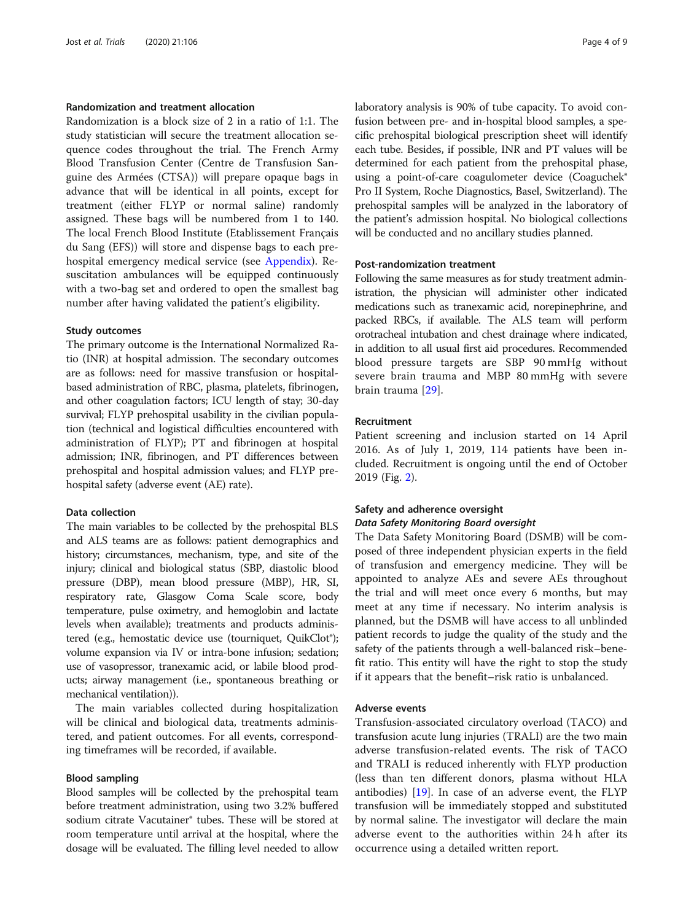### Randomization and treatment allocation

Randomization is a block size of 2 in a ratio of 1:1. The study statistician will secure the treatment allocation sequence codes throughout the trial. The French Army Blood Transfusion Center (Centre de Transfusion Sanguine des Armées (CTSA)) will prepare opaque bags in advance that will be identical in all points, except for treatment (either FLYP or normal saline) randomly assigned. These bags will be numbered from 1 to 140. The local French Blood Institute (Etablissement Français du Sang (EFS)) will store and dispense bags to each prehospital emergency medical service (see Appendix). Resuscitation ambulances will be equipped continuously with a two-bag set and ordered to open the smallest bag number after having validated the patient's eligibility.

### Study outcomes

The primary outcome is the International Normalized Ratio (INR) at hospital admission. The secondary outcomes are as follows: need for massive transfusion or hospital-based administration of RBC, plasma, platelets, fibrinogen, and other coagulation factors; ICU length of stay; 30-day survival; FLYP prehospital usability in the civilian population (technical and logistical difficulties encountered with administration of FLYP); PT and fibrinogen at hospital admission; INR, fibrinogen, and PT differences between prehospital and hospital admission values; and FLYP prehospital safety (adverse event (AE) rate).

### Data collection

The main variables to be collected by the prehospital BLS and ALS teams are as follows: patient demographics and history; circumstances, mechanism, type, and site of the injury; clinical and biological status (SBP, diastolic blood pressure (DBP), mean blood pressure (MBP), HR, SI, respiratory rate, Glasgow Coma Scale score, body temperature, pulse oximetry, and hemoglobin and lactate levels when available); treatments and products administered (e.g., hemostatic device use (tourniquet, QuikClot®); volume expansion via IV or intra-bone infusion; sedation; use of vasopressor, tranexamic acid, or labile blood products; airway management (i.e., spontaneous breathing or mechanical ventilation)).

The main variables collected during hospitalization will be clinical and biological data, treatments administered, and patient outcomes. For all events, corresponding timeframes will be recorded, if available.

### Blood sampling

Blood samples will be collected by the prehospital team before treatment administration, using two 3.2% buffered sodium citrate Vacutainer® tubes. These will be stored at room temperature until arrival at the hospital, where the dosage will be evaluated. The filling level needed to allow laboratory analysis is 90% of tube capacity. To avoid confusion between pre- and in-hospital blood samples, a specific prehospital biological prescription sheet will identify each tube. Besides, if possible, INR and PT values will be determined for each patient from the prehospital phase, using a point-of-care coagulometer device (Coaguchek® Pro II System, Roche Diagnostics, Basel, Switzerland). The prehospital samples will be analyzed in the laboratory of the patient's admission hospital. No biological collections will be conducted and no ancillary studies planned.

### Post-randomization treatment

Following the same measures as for study treatment administration, the physician will administer other indicated medications such as tranexamic acid, norepinephrine, and packed RBCs, if available. The ALS team will perform orotracheal intubation and chest drainage where indicated, in addition to all usual first aid procedures. Recommended blood pressure targets are SBP 90 mmHg without severe brain trauma and MBP 80 mmHg with severe brain trauma [29].

### Recruitment

Patient screening and inclusion started on 14 April 2016. As of July 1, 2019, 114 patients have been included. Recruitment is ongoing until the end of October 2019 (Fig. 2).

### Safety and adherence oversight

#### *Data Safety Monitoring Board oversight*

The Data Safety Monitoring Board (DSMB) will be composed of three independent physician experts in the field of transfusion and emergency medicine. They will be appointed to analyze AEs and severe AEs throughout the trial and will meet once every 6 months, but may meet at any time if necessary. No interim analysis is planned, but the DSMB will have access to all unblinded patient records to judge the quality of the study and the safety of the patients through a well-balanced risk–benefit ratio. This entity will have the right to stop the study if it appears that the benefit–risk ratio is unbalanced.

### Adverse events

Transfusion-associated circulatory overload (TACO) and transfusion acute lung injuries (TRALI) are the two main adverse transfusion-related events. The risk of TACO and TRALI is reduced inherently with FLYP production (less than ten different donors, plasma without HLA antibodies) [19]. In case of an adverse event, the FLYP transfusion will be immediately stopped and substituted by normal saline. The investigator will declare the main adverse event to the authorities within 24 h after its occurrence using a detailed written report.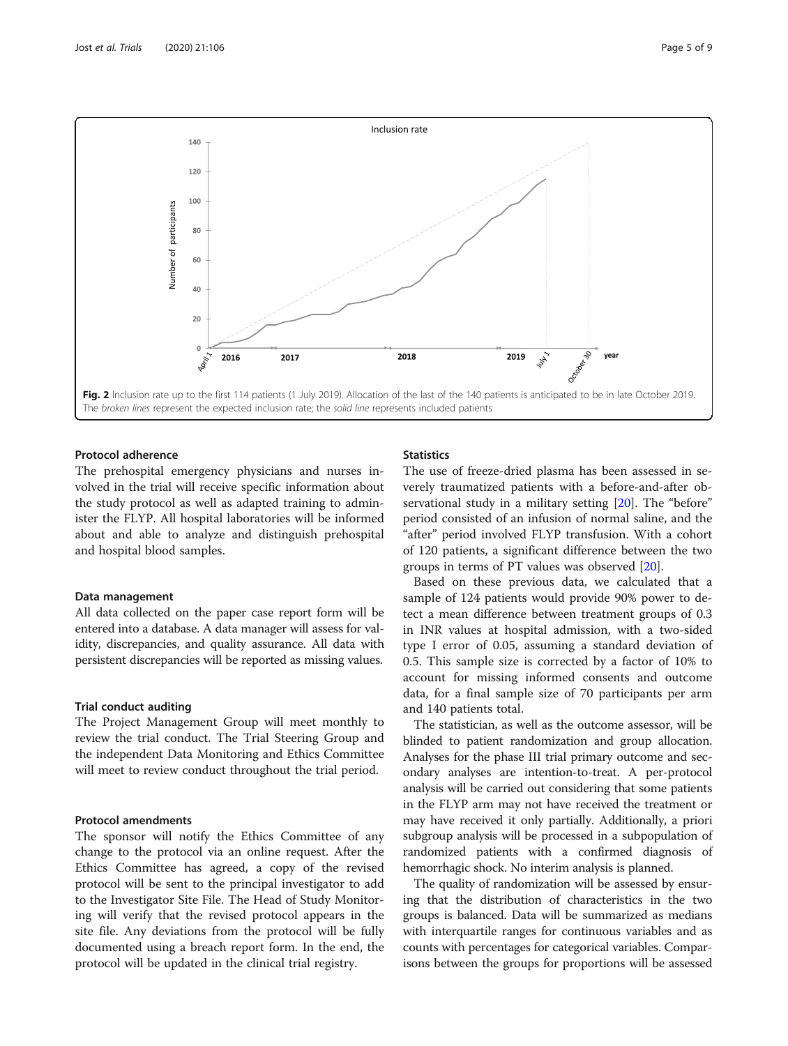Fig. 2 Inclusion rate up to the first 114 patients (1 July 2019). Allocation of the last of the 140 patients is anticipated to be in late October 2019. The *broken lines* represent the expected inclusion rate; the *solid line* represents included patients

### Protocol adherence

The prehospital emergency physicians and nurses involved in the trial will receive specific information about the study protocol as well as adapted training to administer the FLYP. All hospital laboratories will be informed about and able to analyze and distinguish prehospital and hospital blood samples.

### Data management

All data collected on the paper case report form will be entered into a database. A data manager will assess for validity, discrepancies, and quality assurance. All data with persistent discrepancies will be reported as missing values.

### Trial conduct auditing

The Project Management Group will meet monthly to review the trial conduct. The Trial Steering Group and the independent Data Monitoring and Ethics Committee will meet to review conduct throughout the trial period.

### Protocol amendments

The sponsor will notify the Ethics Committee of any change to the protocol via an online request. After the Ethics Committee has agreed, a copy of the revised protocol will be sent to the principal investigator to add to the Investigator Site File. The Head of Study Monitoring will verify that the revised protocol appears in the site file. Any deviations from the protocol will be fully documented using a breach report form. In the end, the protocol will be updated in the clinical trial registry.

### Statistics

The use of freeze-dried plasma has been assessed in severely traumatized patients with a before-and-after observational study in a military setting [20]. The "before" period consisted of an infusion of normal saline, and the "after" period involved FLYP transfusion. With a cohort of 120 patients, a significant difference between the two groups in terms of PT values was observed [20].

Based on these previous data, we calculated that a sample of 124 patients would provide 90% power to detect a mean difference between treatment groups of 0.3 in INR values at hospital admission, with a two-sided type I error of 0.05, assuming a standard deviation of 0.5. This sample size is corrected by a factor of 10% to account for missing informed consents and outcome data, for a final sample size of 70 participants per arm and 140 patients total.

The statistician, as well as the outcome assessor, will be blinded to patient randomization and group allocation. Analyses for the phase III trial primary outcome and secondary analyses are intention-to-treat. A per-protocol analysis will be carried out considering that some patients in the FLYP arm may not have received the treatment or may have received it only partially. Additionally, a priori subgroup analysis will be processed in a subpopulation of randomized patients with a confirmed diagnosis of hemorrhagic shock. No interim analysis is planned.

The quality of randomization will be assessed by ensuring that the distribution of characteristics in the two groups is balanced. Data will be summarized as medians with interquartile ranges for continuous variables and as counts with percentages for categorical variables. Comparisons between the groups for proportions will be assessed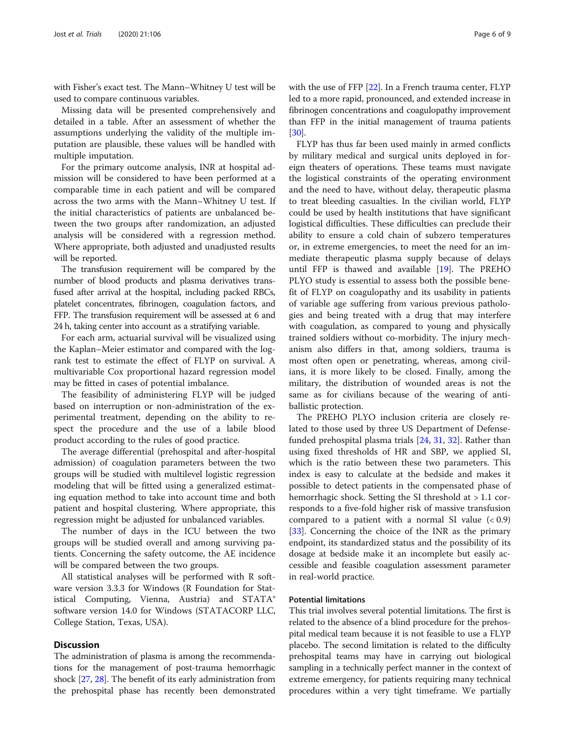with Fisher's exact test. The Mann–Whitney U test will be used to compare continuous variables.

Missing data will be presented comprehensively and detailed in a table. After an assessment of whether the assumptions underlying the validity of the multiple imputation are plausible, these values will be handled with multiple imputation.

For the primary outcome analysis, INR at hospital admission will be considered to have been performed at a comparable time in each patient and will be compared across the two arms with the Mann–Whitney U test. If the initial characteristics of patients are unbalanced between the two groups after randomization, an adjusted analysis will be considered with a regression method. Where appropriate, both adjusted and unadjusted results will be reported.

The transfusion requirement will be compared by the number of blood products and plasma derivatives transfused after arrival at the hospital, including packed RBCs, platelet concentrates, fibrinogen, coagulation factors, and FFP. The transfusion requirement will be assessed at 6 and 24 h, taking center into account as a stratifying variable.

For each arm, actuarial survival will be visualized using the Kaplan–Meier estimator and compared with the log-rank test to estimate the effect of FLYP on survival. A multivariable Cox proportional hazard regression model may be fitted in cases of potential imbalance.

The feasibility of administering FLYP will be judged based on interruption or non-administration of the experimental treatment, depending on the ability to respect the procedure and the use of a labile blood product according to the rules of good practice.

The average differential (prehospital and after-hospital admission) of coagulation parameters between the two groups will be studied with multilevel logistic regression modeling that will be fitted using a generalized estimating equation method to take into account time and both patient and hospital clustering. Where appropriate, this regression might be adjusted for unbalanced variables.

The number of days in the ICU between the two groups will be studied overall and among surviving patients. Concerning the safety outcome, the AE incidence will be compared between the two groups.

All statistical analyses will be performed with R software version 3.3.3 for Windows (R Foundation for Statistical Computing, Vienna, Austria) and STATA® software version 14.0 for Windows (STATACORP LLC, College Station, Texas, USA).

## Discussion

The administration of plasma is among the recommendations for the management of post-trauma hemorrhagic shock [27, 28]. The benefit of its early administration from the prehospital phase has recently been demonstrated with the use of FFP [22]. In a French trauma center, FLYP led to a more rapid, pronounced, and extended increase in fibrinogen concentrations and coagulopathy improvement than FFP in the initial management of trauma patients [30].

FLYP has thus far been used mainly in armed conflicts by military medical and surgical units deployed in foreign theaters of operations. These teams must navigate the logistical constraints of the operating environment and the need to have, without delay, therapeutic plasma to treat bleeding casualties. In the civilian world, FLYP could be used by health institutions that have significant logistical difficulties. These difficulties can preclude their ability to ensure a cold chain of subzero temperatures or, in extreme emergencies, to meet the need for an immediate therapeutic plasma supply because of delays until FFP is thawed and available [19]. The PREHO PLYO study is essential to assess both the possible benefit of FLYP on coagulopathy and its usability in patients of variable age suffering from various previous pathologies and being treated with a drug that may interfere with coagulation, as compared to young and physically trained soldiers without co-morbidity. The injury mechanism also differs in that, among soldiers, trauma is most often open or penetrating, whereas, among civilians, it is more likely to be closed. Finally, among the military, the distribution of wounded areas is not the same as for civilians because of the wearing of anti-ballistic protection.

The PREHO PLYO inclusion criteria are closely related to those used by three US Department of Defense-funded prehospital plasma trials [24, 31, 32]. Rather than using fixed thresholds of HR and SBP, we applied SI, which is the ratio between these two parameters. This index is easy to calculate at the bedside and makes it possible to detect patients in the compensated phase of hemorrhagic shock. Setting the SI threshold at > 1.1 corresponds to a five-fold higher risk of massive transfusion compared to a patient with a normal SI value (< 0.9) [33]. Concerning the choice of the INR as the primary endpoint, its standardized status and the possibility of its dosage at bedside make it an incomplete but easily accessible and feasible coagulation assessment parameter in real-world practice.

### Potential limitations

This trial involves several potential limitations. The first is related to the absence of a blind procedure for the prehospital medical team because it is not feasible to use a FLYP placebo. The second limitation is related to the difficulty prehospital teams may have in carrying out biological sampling in a technically perfect manner in the context of extreme emergency, for patients requiring many technical procedures within a very tight timeframe. We partially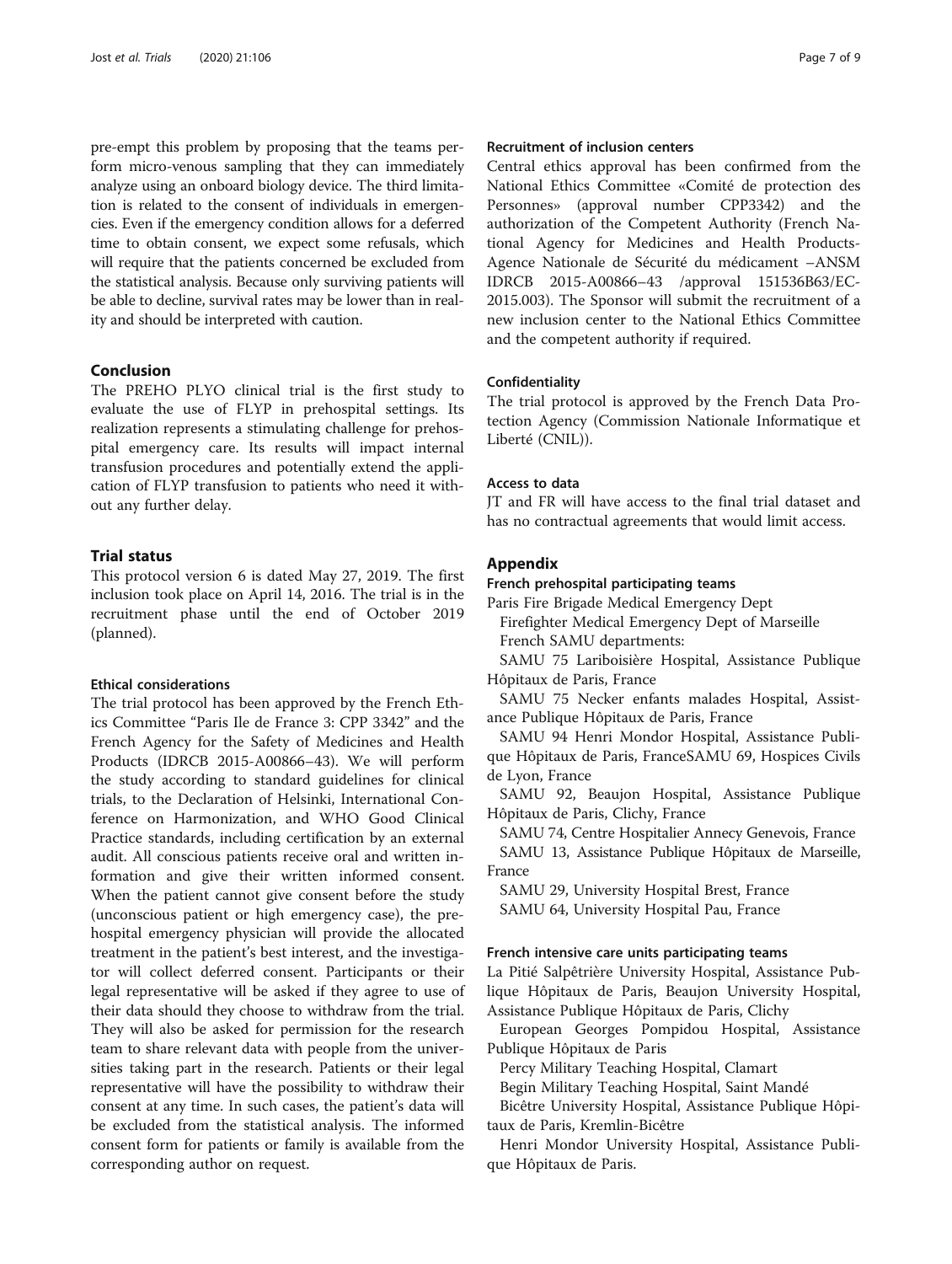pre-empt this problem by proposing that the teams perform micro-venous sampling that they can immediately analyze using an onboard biology device. The third limitation is related to the consent of individuals in emergencies. Even if the emergency condition allows for a deferred time to obtain consent, we expect some refusals, which will require that the patients concerned be excluded from the statistical analysis. Because only surviving patients will be able to decline, survival rates may be lower than in reality and should be interpreted with caution.

## Conclusion

The PREHO PLYO clinical trial is the first study to evaluate the use of FLYP in prehospital settings. Its realization represents a stimulating challenge for prehospital emergency care. Its results will impact internal transfusion procedures and potentially extend the application of FLYP transfusion to patients who need it without any further delay.

## Trial status

This protocol version 6 is dated May 27, 2019. The first inclusion took place on April 14, 2016. The trial is in the recruitment phase until the end of October 2019 (planned).

### Ethical considerations

The trial protocol has been approved by the French Ethics Committee "Paris Ile de France 3: CPP 3342" and the French Agency for the Safety of Medicines and Health Products (IDRCB 2015-A00866–43). We will perform the study according to standard guidelines for clinical trials, to the Declaration of Helsinki, International Conference on Harmonization, and WHO Good Clinical Practice standards, including certification by an external audit. All conscious patients receive oral and written information and give their written informed consent. When the patient cannot give consent before the study (unconscious patient or high emergency case), the prehospital emergency physician will provide the allocated treatment in the patient's best interest, and the investigator will collect deferred consent. Participants or their legal representative will be asked if they agree to use of their data should they choose to withdraw from the trial. They will also be asked for permission for the research team to share relevant data with people from the universities taking part in the research. Patients or their legal representative will have the possibility to withdraw their consent at any time. In such cases, the patient's data will be excluded from the statistical analysis. The informed consent form for patients or family is available from the corresponding author on request.

### Recruitment of inclusion centers

Central ethics approval has been confirmed from the National Ethics Committee «Comité de protection des Personnes» (approval number CPP3342) and the authorization of the Competent Authority (French National Agency for Medicines and Health Products-Agence Nationale de Sécurité du médicament –ANSM IDRCB 2015-A00866–43 /approval 151536B63/EC-2015.003). The Sponsor will submit the recruitment of a new inclusion center to the National Ethics Committee and the competent authority if required.

### Confidentiality

The trial protocol is approved by the French Data Protection Agency (Commission Nationale Informatique et Liberté (CNIL)).

### Access to data

JT and FR will have access to the final trial dataset and has no contractual agreements that would limit access.

## Appendix

### French prehospital participating teams

Paris Fire Brigade Medical Emergency Dept

Firefighter Medical Emergency Dept of Marseille

French SAMU departments:

SAMU 75 Lariboisière Hospital, Assistance Publique Hôpitaux de Paris, France

SAMU 75 Necker enfants malades Hospital, Assistance Publique Hôpitaux de Paris, France

SAMU 94 Henri Mondor Hospital, Assistance Publique Hôpitaux de Paris, FranceSAMU 69, Hospices Civils de Lyon, France

SAMU 92, Beaujon Hospital, Assistance Publique Hôpitaux de Paris, Clichy, France

SAMU 74, Centre Hospitalier Annecy Genevois, France

SAMU 13, Assistance Publique Hôpitaux de Marseille, France

SAMU 29, University Hospital Brest, France

SAMU 64, University Hospital Pau, France

### French intensive care units participating teams

La Pitié Salpêtrière University Hospital, Assistance Publique Hôpitaux de Paris, Beaujon University Hospital, Assistance Publique Hôpitaux de Paris, Clichy

European Georges Pompidou Hospital, Assistance Publique Hôpitaux de Paris

Percy Military Teaching Hospital, Clamart

Begin Military Teaching Hospital, Saint Mandé

Bicêtre University Hospital, Assistance Publique Hôpitaux de Paris, Kremlin-Bicêtre

Henri Mondor University Hospital, Assistance Publique Hôpitaux de Paris.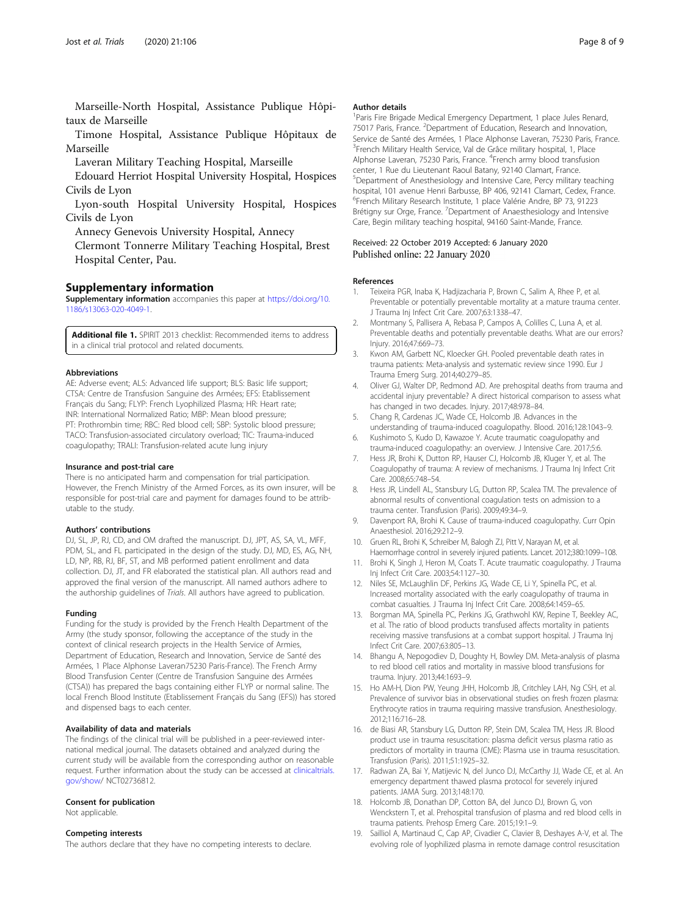Marseille-North Hospital, Assistance Publique Hôpitaux de Marseille

Timone Hospital, Assistance Publique Hôpitaux de Marseille

Laveran Military Teaching Hospital, Marseille

Edouard Herriot Hospital University Hospital, Hospices Civils de Lyon

Lyon-south Hospital University Hospital, Hospices Civils de Lyon

Annecy Genevois University Hospital, Annecy

Clermont Tonnerre Military Teaching Hospital, Brest

Hospital Center, Pau.

## Supplementary information

**Supplementary information** accompanies this paper at https://doi.org/10.1186/s13063-020-4049-1.

**Additional file 1.** SPIRIT 2013 checklist: Recommended items to address in a clinical trial protocol and related documents.

### Abbreviations

AE: Adverse event; ALS: Advanced life support; BLS: Basic life support; CTSA: Centre de Transfusion Sanguine des Armées; EFS: Etablissement Français du Sang; FLYP: French Lyophilized Plasma; HR: Heart rate; INR: International Normalized Ratio; MBP: Mean blood pressure; PT: Prothrombin time; RBC: Red blood cell; SBP: Systolic blood pressure; TACO: Transfusion-associated circulatory overload; TIC: Trauma-induced coagulopathy; TRALI: Transfusion-related acute lung injury

### Insurance and post-trial care

There is no anticipated harm and compensation for trial participation. However, the French Ministry of the Armed Forces, as its own insurer, will be responsible for post-trial care and payment for damages found to be attributable to the study.

### Authors' contributions

DJ, SL, JP, RJ, CD, and OM drafted the manuscript. DJ, JPT, AS, SA, VL, MFF, PDM, SL, and FL participated in the design of the study. DJ, MD, ES, AG, NH, LD, NP, RB, RJ, BF, ST, and MB performed patient enrollment and data collection. DJ, JT, and FR elaborated the statistical plan. All authors read and approved the final version of the manuscript. All named authors adhere to the authorship guidelines of *Trials*. All authors have agreed to publication.

### Funding

Funding for the study is provided by the French Health Department of the Army (the study sponsor, following the acceptance of the study in the context of clinical research projects in the Health Service of Armies, Department of Education, Research and Innovation, Service de Santé des Armées, 1 Place Alphonse Laveran75230 Paris-France). The French Army Blood Transfusion Center (Centre de Transfusion Sanguine des Armées (CTSA)) has prepared the bags containing either FLYP or normal saline. The local French Blood Institute (Etablissement Français du Sang (EFS)) has stored and dispensed bags to each center.

### Availability of data and materials

The findings of the clinical trial will be published in a peer-reviewed international medical journal. The datasets obtained and analyzed during the current study will be available from the corresponding author on reasonable request. Further information about the study can be accessed at clinicaltrials.gov/show/ NCT02736812.

### Consent for publication

Not applicable.

### Competing interests

The authors declare that they have no competing interests to declare.

### Author details

[1]Paris Fire Brigade Medical Emergency Department, 1 place Jules Renard, 75017 Paris, France. [2]Department of Education, Research and Innovation, Service de Santé des Armées, 1 Place Alphonse Laveran, 75230 Paris, France. [3]French Military Health Service, Val de Grâce military hospital, 1, Place Alphonse Laveran, 75230 Paris, France. [4]French army blood transfusion center, 1 Rue du Lieutenant Raoul Batany, 92140 Clamart, France. [5]Department of Anesthesiology and Intensive Care, Percy military teaching hospital, 101 avenue Henri Barbusse, BP 406, 92141 Clamart, Cedex, France. [6]French Military Research Institute, 1 place Valérie Andre, BP 73, 91223 Brétigny sur Orge, France. [7]Department of Anaesthesiology and Intensive Care, Begin military teaching hospital, 94160 Saint-Mande, France.

Received: 22 October 2019 Accepted: 6 January 2020
Published online: 22 January 2020

### References

1. Teixeira PGR, Inaba K, Hadjizacharia P, Brown C, Salim A, Rhee P, et al. Preventable or potentially preventable mortality at a mature trauma center. J Trauma Inj Infect Crit Care. 2007;63:1338–47.
2. Montmany S, Pallisera A, Rebasa P, Campos A, Colilles C, Luna A, et al. Preventable deaths and potentially preventable deaths. What are our errors? Injury. 2016;47:669–73.
3. Kwon AM, Garbett NC, Kloecker GH. Pooled preventable death rates in trauma patients: Meta-analysis and systematic review since 1990. Eur J Trauma Emerg Surg. 2014;40:279–85.
4. Oliver GJ, Walter DP, Redmond AD. Are prehospital deaths from trauma and accidental injury preventable? A direct historical comparison to assess what has changed in two decades. Injury. 2017;48:978–84.
5. Chang R, Cardenas JC, Wade CE, Holcomb JB. Advances in the understanding of trauma-induced coagulopathy. Blood. 2016;128:1043–9.
6. Kushimoto S, Kudo D, Kawazoe Y. Acute traumatic coagulopathy and trauma-induced coagulopathy: an overview. J Intensive Care. 2017;5:6.
7. Hess JR, Brohi K, Dutton RP, Hauser CJ, Holcomb JB, Kluger Y, et al. The Coagulopathy of trauma: A review of mechanisms. J Trauma Inj Infect Crit Care. 2008;65:748–54.
8. Hess JR, Lindell AL, Stansbury LG, Dutton RP, Scalea TM. The prevalence of abnormal results of conventional coagulation tests on admission to a trauma center. Transfusion (Paris). 2009;49:34–9.
9. Davenport RA, Brohi K. Cause of trauma-induced coagulopathy. Curr Opin Anaesthesiol. 2016;29:212–9.
10. Gruen RL, Brohi K, Schreiber M, Balogh ZJ, Pitt V, Narayan M, et al. Haemorrhage control in severely injured patients. Lancet. 2012;380:1099–108.
11. Brohi K, Singh J, Heron M, Coats T. Acute traumatic coagulopathy. J Trauma Inj Infect Crit Care. 2003;54:1127–30.
12. Niles SE, McLaughlin DF, Perkins JG, Wade CE, Li Y, Spinella PC, et al. Increased mortality associated with the early coagulopathy of trauma in combat casualties. J Trauma Inj Infect Crit Care. 2008;64:1459–65.
13. Borgman MA, Spinella PC, Perkins JG, Grathwohl KW, Repine T, Beekley AC, et al. The ratio of blood products transfused affects mortality in patients receiving massive transfusions at a combat support hospital. J Trauma Inj Infect Crit Care. 2007;63:805–13.
14. Bhangu A, Nepogodiev D, Doughty H, Bowley DM. Meta-analysis of plasma to red blood cell ratios and mortality in massive blood transfusions for trauma. Injury. 2013;44:1693–9.
15. Ho AM-H, Dion PW, Yeung JHH, Holcomb JB, Critchley LAH, Ng CSH, et al. Prevalence of survivor bias in observational studies on fresh frozen plasma: Erythrocyte ratios in trauma requiring massive transfusion. Anesthesiology. 2012;116:716–28.
16. de Biasi AR, Stansbury LG, Dutton RP, Stein DM, Scalea TM, Hess JR. Blood product use in trauma resuscitation: plasma deficit versus plasma ratio as predictors of mortality in trauma (CME): Plasma use in trauma resuscitation. Transfusion (Paris). 2011;51:1925–32.
17. Radwan ZA, Bai Y, Matijevic N, del Junco DJ, McCarthy JJ, Wade CE, et al. An emergency department thawed plasma protocol for severely injured patients. JAMA Surg. 2013;148:170.
18. Holcomb JB, Donathan DP, Cotton BA, del Junco DJ, Brown G, von Wenckstern T, et al. Prehospital transfusion of plasma and red blood cells in trauma patients. Prehosp Emerg Care. 2015;19:1–9.
19. Sailliol A, Martinaud C, Cap AP, Civadier C, Clavier B, Deshayes A-V, et al. The evolving role of lyophilized plasma in remote damage control resuscitation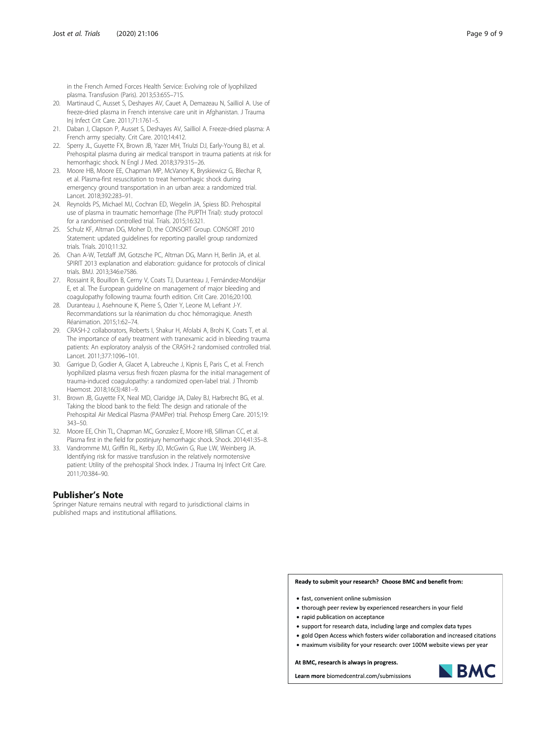in the French Armed Forces Health Service: Evolving role of lyophilized plasma. Transfusion (Paris). 2013;53:65S–71S.

20. Martinaud C, Ausset S, Deshayes AV, Cauet A, Demazeau N, Sailliol A. Use of freeze-dried plasma in French intensive care unit in Afghanistan. J Trauma Inj Infect Crit Care. 2011;71:1761–5.
21. Daban J, Clapson P, Ausset S, Deshayes AV, Sailliol A. Freeze-dried plasma: A French army specialty. Crit Care. 2010;14:412.
22. Sperry JL, Guyette FX, Brown JB, Yazer MH, Triulzi DJ, Early-Young BJ, et al. Prehospital plasma during air medical transport in trauma patients at risk for hemorrhagic shock. N Engl J Med. 2018;379:315–26.
23. Moore HB, Moore EE, Chapman MP, McVaney K, Bryskiewicz G, Blechar R, et al. Plasma-first resuscitation to treat hemorrhagic shock during emergency ground transportation in an urban area: a randomized trial. Lancet. 2018;392:283–91.
24. Reynolds PS, Michael MJ, Cochran ED, Wegelin JA, Spiess BD. Prehospital use of plasma in traumatic hemorrhage (The PUPTH Trial): study protocol for a randomised controlled trial. Trials. 2015;16:321.
25. Schulz KF, Altman DG, Moher D, the CONSORT Group. CONSORT 2010 Statement: updated guidelines for reporting parallel group randomized trials. Trials. 2010;11:32.
26. Chan A-W, Tetzlaff JM, Gotzsche PC, Altman DG, Mann H, Berlin JA, et al. SPIRIT 2013 explanation and elaboration: guidance for protocols of clinical trials. BMJ. 2013;346:e7586.
27. Rossaint R, Bouillon B, Cerny V, Coats TJ, Duranteau J, Fernández-Mondéjar E, et al. The European guideline on management of major bleeding and coagulopathy following trauma: fourth edition. Crit Care. 2016;20:100.
28. Duranteau J, Asehnoune K, Pierre S, Ozier Y, Leone M, Lefrant J-Y. Recommandations sur la réanimation du choc hémorragique. Anesth Réanimation. 2015;1:62–74.
29. CRASH-2 collaborators, Roberts I, Shakur H, Afolabi A, Brohi K, Coats T, et al. The importance of early treatment with tranexamic acid in bleeding trauma patients: An exploratory analysis of the CRASH-2 randomised controlled trial. Lancet. 2011;377:1096–101.
30. Garrigue D, Godier A, Glacet A, Labreuche J, Kipnis E, Paris C, et al. French lyophilized plasma versus fresh frozen plasma for the initial management of trauma-induced coagulopathy: a randomized open-label trial. J Thromb Haemost. 2018;16(3):481–9.
31. Brown JB, Guyette FX, Neal MD, Claridge JA, Daley BJ, Harbrecht BG, et al. Taking the blood bank to the field: The design and rationale of the Prehospital Air Medical Plasma (PAMPer) trial. Prehosp Emerg Care. 2015;19:343–50.
32. Moore EE, Chin TL, Chapman MC, Gonzalez E, Moore HB, Silliman CC, et al. Plasma first in the field for postinjury hemorrhagic shock. Shock. 2014;41:35–8.
33. Vandromme MJ, Griffin RL, Kerby JD, McGwin G, Rue LW, Weinberg JA. Identifying risk for massive transfusion in the relatively normotensive patient: Utility of the prehospital Shock Index. J Trauma Inj Infect Crit Care. 2011;70:384–90.

## Publisher's Note

Springer Nature remains neutral with regard to jurisdictional claims in published maps and institutional affiliations.

**Ready to submit your research? Choose BMC and benefit from:**

- fast, convenient online submission
- thorough peer review by experienced researchers in your field
- rapid publication on acceptance
- support for research data, including large and complex data types
- gold Open Access which fosters wider collaboration and increased citations
- maximum visibility for your research: over 100M website views per year

**At BMC, research is always in progress.**

**Learn more** biomedcentral.com/submissions

BMC